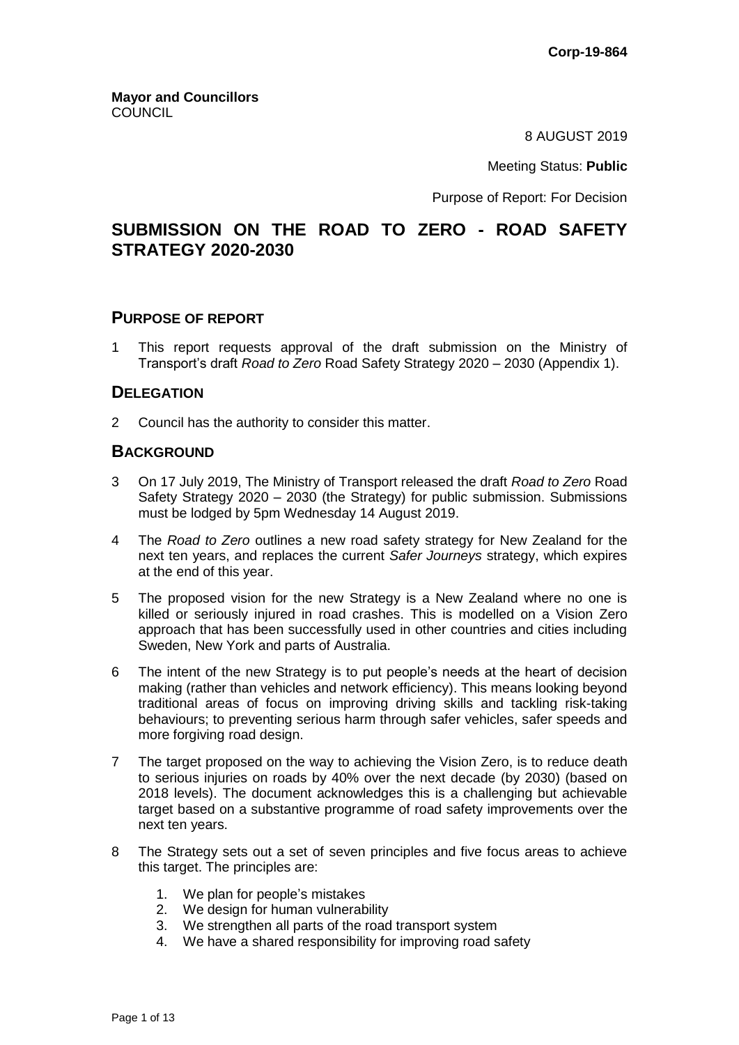**Corp-19-864**

**Mayor and Councillors**
COUNCIL

8 AUGUST 2019

Meeting Status: **Public**

Purpose of Report: For Decision

# SUBMISSION ON THE ROAD TO ZERO - ROAD SAFETY STRATEGY 2020-2030

## PURPOSE OF REPORT

1 This report requests approval of the draft submission on the Ministry of Transport's draft *Road to Zero* Road Safety Strategy 2020 – 2030 (Appendix 1).

## DELEGATION

2 Council has the authority to consider this matter.

## BACKGROUND

3 On 17 July 2019, The Ministry of Transport released the draft *Road to Zero* Road Safety Strategy 2020 – 2030 (the Strategy) for public submission. Submissions must be lodged by 5pm Wednesday 14 August 2019.

4 The *Road to Zero* outlines a new road safety strategy for New Zealand for the next ten years, and replaces the current *Safer Journeys* strategy, which expires at the end of this year.

5 The proposed vision for the new Strategy is a New Zealand where no one is killed or seriously injured in road crashes. This is modelled on a Vision Zero approach that has been successfully used in other countries and cities including Sweden, New York and parts of Australia.

6 The intent of the new Strategy is to put people's needs at the heart of decision making (rather than vehicles and network efficiency). This means looking beyond traditional areas of focus on improving driving skills and tackling risk-taking behaviours; to preventing serious harm through safer vehicles, safer speeds and more forgiving road design.

7 The target proposed on the way to achieving the Vision Zero, is to reduce death to serious injuries on roads by 40% over the next decade (by 2030) (based on 2018 levels). The document acknowledges this is a challenging but achievable target based on a substantive programme of road safety improvements over the next ten years.

8 The Strategy sets out a set of seven principles and five focus areas to achieve this target. The principles are:

1. We plan for people's mistakes
2. We design for human vulnerability
3. We strengthen all parts of the road transport system
4. We have a shared responsibility for improving road safety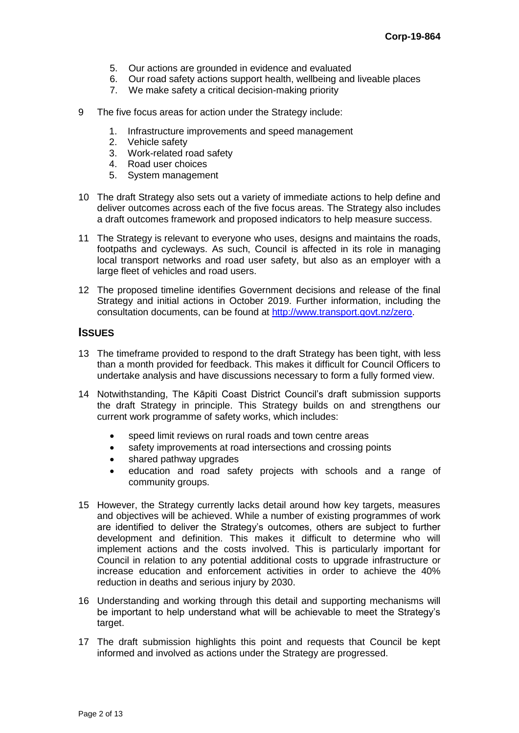5. Our actions are grounded in evidence and evaluated
6. Our road safety actions support health, wellbeing and liveable places
7. We make safety a critical decision-making priority

9 The five focus areas for action under the Strategy include:

1. Infrastructure improvements and speed management
2. Vehicle safety
3. Work-related road safety
4. Road user choices
5. System management

10 The draft Strategy also sets out a variety of immediate actions to help define and deliver outcomes across each of the five focus areas. The Strategy also includes a draft outcomes framework and proposed indicators to help measure success.

11 The Strategy is relevant to everyone who uses, designs and maintains the roads, footpaths and cycleways. As such, Council is affected in its role in managing local transport networks and road user safety, but also as an employer with a large fleet of vehicles and road users.

12 The proposed timeline identifies Government decisions and release of the final Strategy and initial actions in October 2019. Further information, including the consultation documents, can be found at http://www.transport.govt.nz/zero.

## ISSUES

13 The timeframe provided to respond to the draft Strategy has been tight, with less than a month provided for feedback. This makes it difficult for Council Officers to undertake analysis and have discussions necessary to form a fully formed view.

14 Notwithstanding, The Kāpiti Coast District Council's draft submission supports the draft Strategy in principle. This Strategy builds on and strengthens our current work programme of safety works, which includes:

- speed limit reviews on rural roads and town centre areas
- safety improvements at road intersections and crossing points
- shared pathway upgrades
- education and road safety projects with schools and a range of community groups.

15 However, the Strategy currently lacks detail around how key targets, measures and objectives will be achieved. While a number of existing programmes of work are identified to deliver the Strategy's outcomes, others are subject to further development and definition. This makes it difficult to determine who will implement actions and the costs involved. This is particularly important for Council in relation to any potential additional costs to upgrade infrastructure or increase education and enforcement activities in order to achieve the 40% reduction in deaths and serious injury by 2030.

16 Understanding and working through this detail and supporting mechanisms will be important to help understand what will be achievable to meet the Strategy's target.

17 The draft submission highlights this point and requests that Council be kept informed and involved as actions under the Strategy are progressed.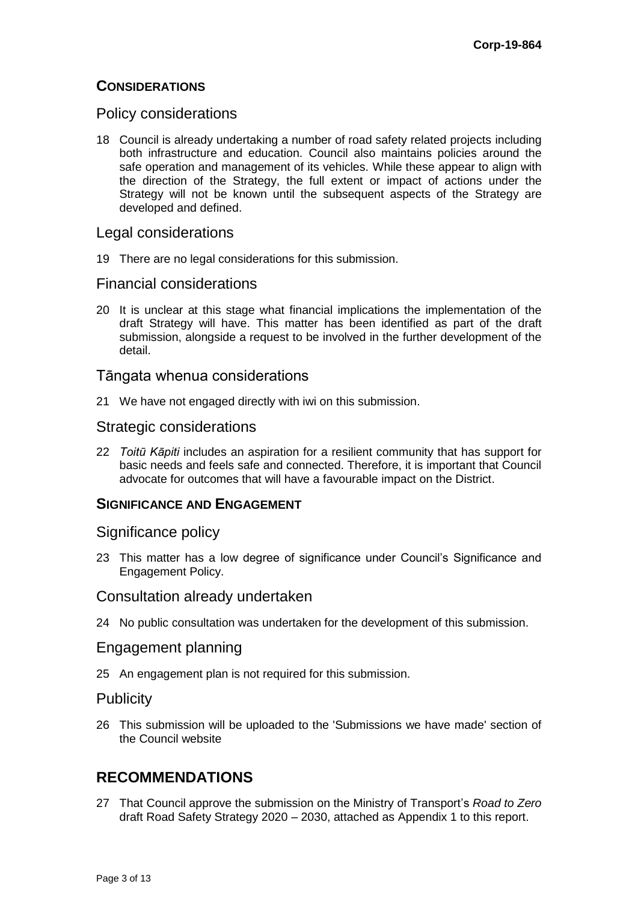## Considerations

### Policy considerations

18 Council is already undertaking a number of road safety related projects including both infrastructure and education. Council also maintains policies around the safe operation and management of its vehicles. While these appear to align with the direction of the Strategy, the full extent or impact of actions under the Strategy will not be known until the subsequent aspects of the Strategy are developed and defined.

### Legal considerations

19 There are no legal considerations for this submission.

### Financial considerations

20 It is unclear at this stage what financial implications the implementation of the draft Strategy will have. This matter has been identified as part of the draft submission, alongside a request to be involved in the further development of the detail.

### Tāngata whenua considerations

21 We have not engaged directly with iwi on this submission.

### Strategic considerations

22 *Toitū Kāpiti* includes an aspiration for a resilient community that has support for basic needs and feels safe and connected. Therefore, it is important that Council advocate for outcomes that will have a favourable impact on the District.

## Significance and Engagement

### Significance policy

23 This matter has a low degree of significance under Council's Significance and Engagement Policy.

### Consultation already undertaken

24 No public consultation was undertaken for the development of this submission.

### Engagement planning

25 An engagement plan is not required for this submission.

### Publicity

26 This submission will be uploaded to the 'Submissions we have made' section of the Council website

# RECOMMENDATIONS

27 That Council approve the submission on the Ministry of Transport's *Road to Zero* draft Road Safety Strategy 2020 – 2030, attached as Appendix 1 to this report.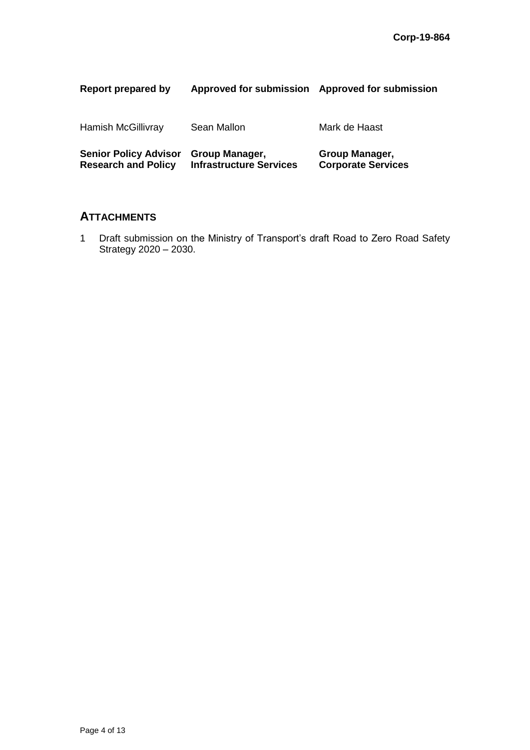**Corp-19-864**

| **Report prepared by** | **Approved for submission** | **Approved for submission** |
| --- | --- | --- |
| Hamish McGillivray | Sean Mallon | Mark de Haast |
| **Senior Policy Advisor Research and Policy** | **Group Manager, Infrastructure Services** | **Group Manager, Corporate Services** |

## ATTACHMENTS

1. Draft submission on the Ministry of Transport's draft Road to Zero Road Safety Strategy 2020 – 2030.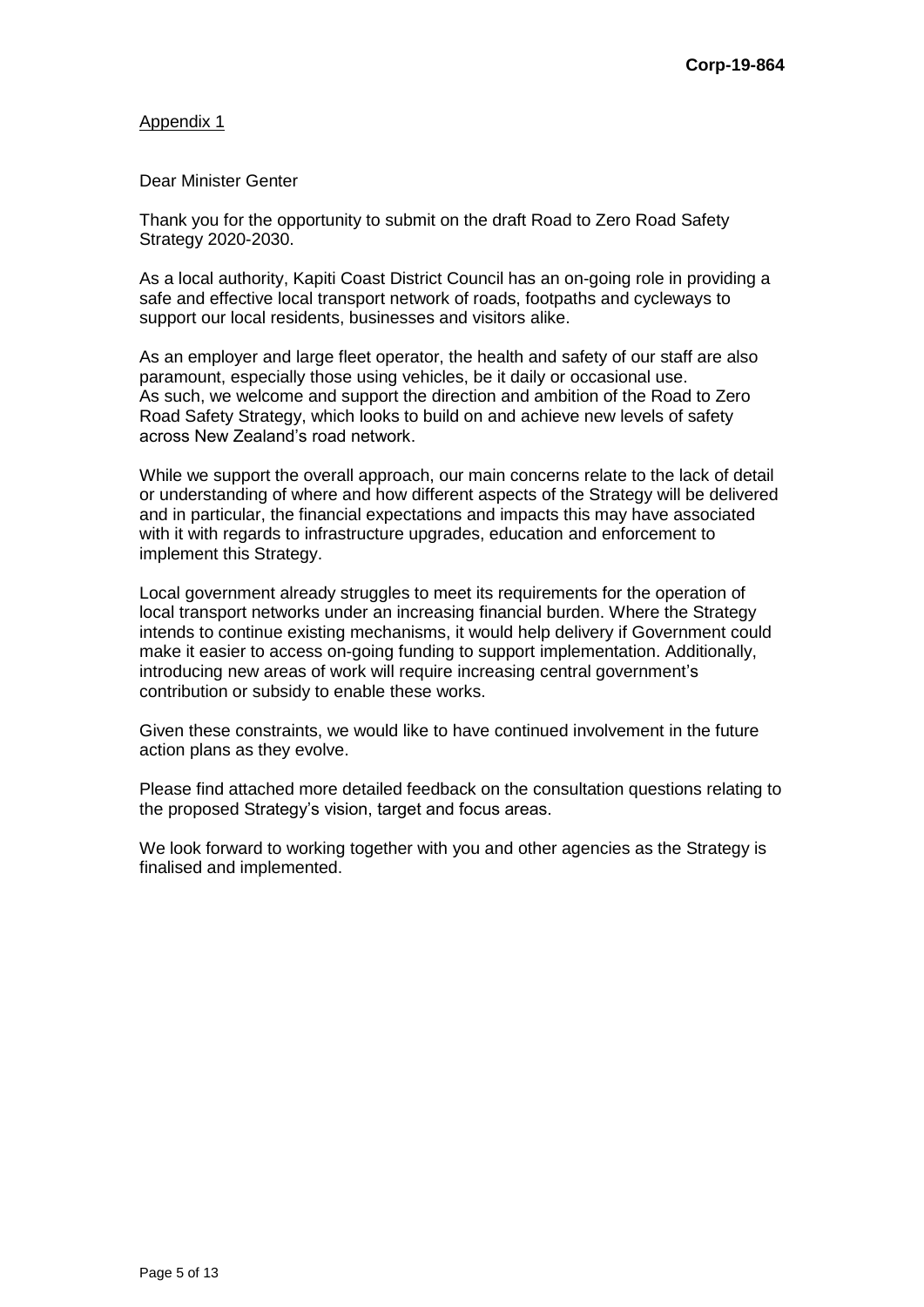Appendix 1

Dear Minister Genter

Thank you for the opportunity to submit on the draft Road to Zero Road Safety Strategy 2020-2030.

As a local authority, Kapiti Coast District Council has an on-going role in providing a safe and effective local transport network of roads, footpaths and cycleways to support our local residents, businesses and visitors alike.

As an employer and large fleet operator, the health and safety of our staff are also paramount, especially those using vehicles, be it daily or occasional use.
As such, we welcome and support the direction and ambition of the Road to Zero Road Safety Strategy, which looks to build on and achieve new levels of safety across New Zealand's road network.

While we support the overall approach, our main concerns relate to the lack of detail or understanding of where and how different aspects of the Strategy will be delivered and in particular, the financial expectations and impacts this may have associated with it with regards to infrastructure upgrades, education and enforcement to implement this Strategy.

Local government already struggles to meet its requirements for the operation of local transport networks under an increasing financial burden. Where the Strategy intends to continue existing mechanisms, it would help delivery if Government could make it easier to access on-going funding to support implementation. Additionally, introducing new areas of work will require increasing central government's contribution or subsidy to enable these works.

Given these constraints, we would like to have continued involvement in the future action plans as they evolve.

Please find attached more detailed feedback on the consultation questions relating to the proposed Strategy's vision, target and focus areas.

We look forward to working together with you and other agencies as the Strategy is finalised and implemented.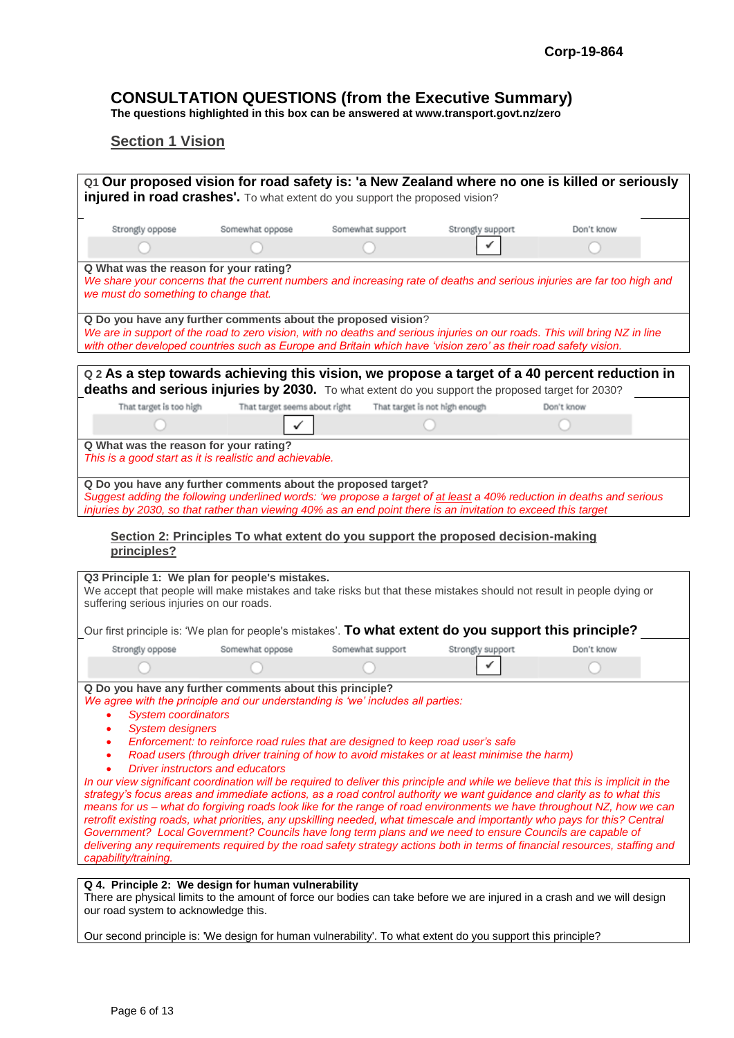Corp-19-864

# CONSULTATION QUESTIONS (from the Executive Summary)

**The questions highlighted in this box can be answered at www.transport.govt.nz/zero**

## Section 1 Vision

Q1 **Our proposed vision for road safety is: 'a New Zealand where no one is killed or seriously injured in road crashes'.** To what extent do you support the proposed vision?

| Strongly oppose | Somewhat oppose | Somewhat support | Strongly support | Don't know |
|---|---|---|---|---|
| ○ | ○ | ○ | ✓ | ○ |

**Q What was the reason for your rating?**

*We share your concerns that the current numbers and increasing rate of deaths and serious injuries are far too high and we must do something to change that.*

**Q Do you have any further comments about the proposed vision**?

*We are in support of the road to zero vision, with no deaths and serious injuries on our roads. This will bring NZ in line with other developed countries such as Europe and Britain which have 'vision zero' as their road safety vision.*

Q 2 **As a step towards achieving this vision, we propose a target of a 40 percent reduction in deaths and serious injuries by 2030.** To what extent do you support the proposed target for 2030?

| That target is too high | That target seems about right | That target is not high enough | Don't know |
|---|---|---|---|
| ○ | ✓ | ○ | ○ |

**Q What was the reason for your rating?**

*This is a good start as it is realistic and achievable.*

**Q Do you have any further comments about the proposed target?**

*Suggest adding the following underlined words: 'we propose a target of <u>at least</u> a 40% reduction in deaths and serious injuries by 2030, so that rather than viewing 40% as an end point there is an invitation to exceed this target*

## Section 2: Principles To what extent do you support the proposed decision-making principles?

**Q3 Principle 1: We plan for people's mistakes.**

We accept that people will make mistakes and take risks but that these mistakes should not result in people dying or suffering serious injuries on our roads.

Our first principle is: 'We plan for people's mistakes'. **To what extent do you support this principle?**

| Strongly oppose | Somewhat oppose | Somewhat support | Strongly support | Don't know |
|---|---|---|---|---|
| ○ | ○ | ○ | ✓ | ○ |

**Q Do you have any further comments about this principle?**

*We agree with the principle and our understanding is 'we' includes all parties:*

- *System coordinators*
- *System designers*
- *Enforcement: to reinforce road rules that are designed to keep road user's safe*
- *Road users (through driver training of how to avoid mistakes or at least minimise the harm)*
- *Driver instructors and educators*

*In our view significant coordination will be required to deliver this principle and while we believe that this is implicit in the strategy's focus areas and immediate actions, as a road control authority we want guidance and clarity as to what this means for us – what do forgiving roads look like for the range of road environments we have throughout NZ, how we can retrofit existing roads, what priorities, any upskilling needed, what timescale and importantly who pays for this? Central Government? Local Government? Councils have long term plans and we need to ensure Councils are capable of delivering any requirements required by the road safety strategy actions both in terms of financial resources, staffing and capability/training.*

**Q 4. Principle 2: We design for human vulnerability**

There are physical limits to the amount of force our bodies can take before we are injured in a crash and we will design our road system to acknowledge this.

Our second principle is: 'We design for human vulnerability'. To what extent do you support this principle?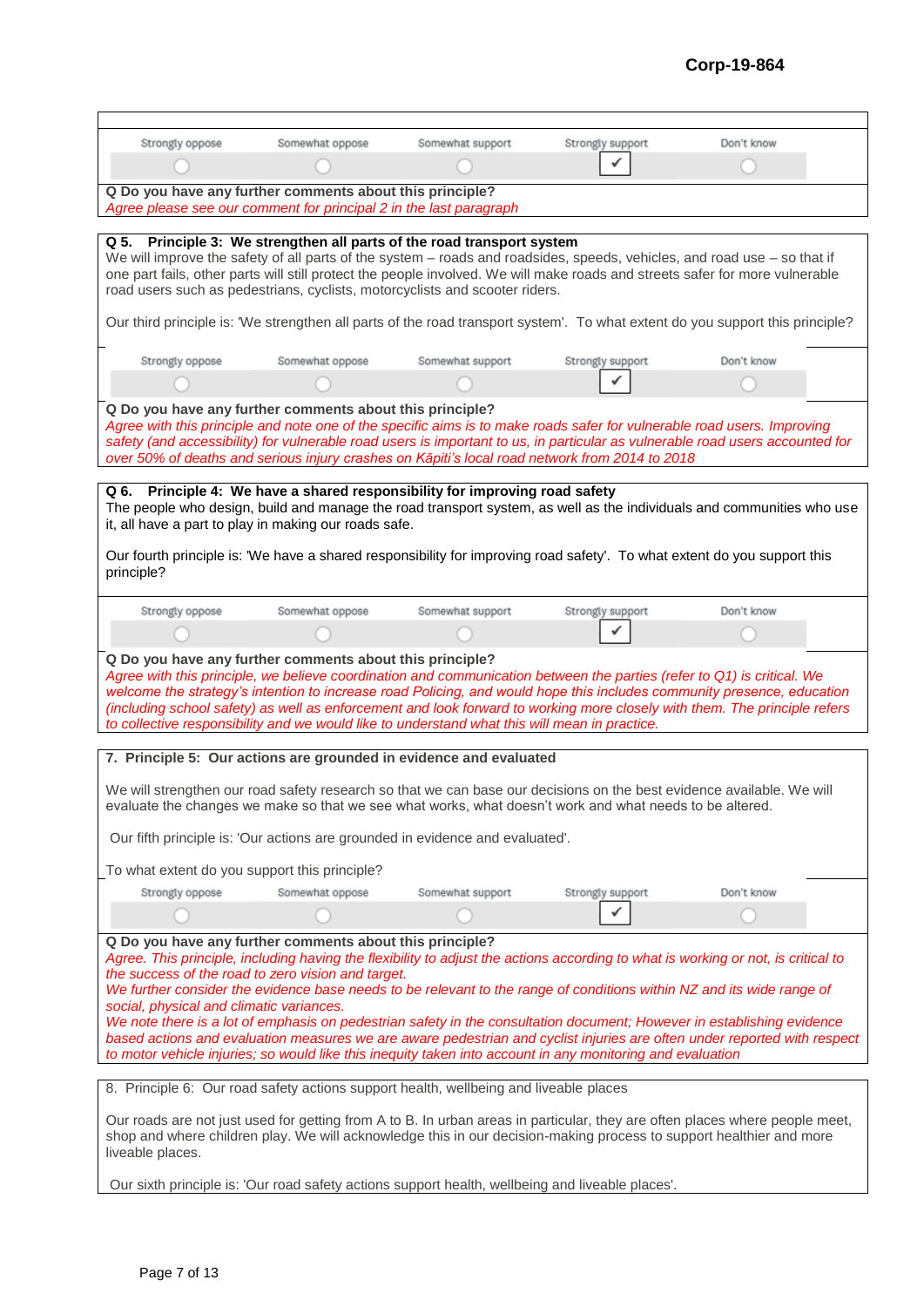| Strongly oppose | Somewhat oppose | Somewhat support | Strongly support | Don't know |
|---|---|---|---|---|
| ○ | ○ | ○ | ✔ | ○ |

**Q Do you have any further comments about this principle?**

*Agree please see our comment for principal 2 in the last paragraph*

**Q 5. Principle 3: We strengthen all parts of the road transport system**

We will improve the safety of all parts of the system – roads and roadsides, speeds, vehicles, and road use – so that if one part fails, other parts will still protect the people involved. We will make roads and streets safer for more vulnerable road users such as pedestrians, cyclists, motorcyclists and scooter riders.

Our third principle is: 'We strengthen all parts of the road transport system'. To what extent do you support this principle?

| Strongly oppose | Somewhat oppose | Somewhat support | Strongly support | Don't know |
|---|---|---|---|---|
| ○ | ○ | ○ | ✔ | ○ |

**Q Do you have any further comments about this principle?**

*Agree with this principle and note one of the specific aims is to make roads safer for vulnerable road users. Improving safety (and accessibility) for vulnerable road users is important to us, in particular as vulnerable road users accounted for over 50% of deaths and serious injury crashes on Kāpiti's local road network from 2014 to 2018*

**Q 6. Principle 4: We have a shared responsibility for improving road safety**

The people who design, build and manage the road transport system, as well as the individuals and communities who use it, all have a part to play in making our roads safe.

Our fourth principle is: 'We have a shared responsibility for improving road safety'. To what extent do you support this principle?

| Strongly oppose | Somewhat oppose | Somewhat support | Strongly support | Don't know |
|---|---|---|---|---|
| ○ | ○ | ○ | ✔ | ○ |

**Q Do you have any further comments about this principle?**

*Agree with this principle, we believe coordination and communication between the parties (refer to Q1) is critical. We welcome the strategy's intention to increase road Policing, and would hope this includes community presence, education (including school safety) as well as enforcement and look forward to working more closely with them. The principle refers to collective responsibility and we would like to understand what this will mean in practice.*

**7. Principle 5: Our actions are grounded in evidence and evaluated**

We will strengthen our road safety research so that we can base our decisions on the best evidence available. We will evaluate the changes we make so that we see what works, what doesn't work and what needs to be altered.

Our fifth principle is: 'Our actions are grounded in evidence and evaluated'.

To what extent do you support this principle?

| Strongly oppose | Somewhat oppose | Somewhat support | Strongly support | Don't know |
|---|---|---|---|---|
| ○ | ○ | ○ | ✔ | ○ |

**Q Do you have any further comments about this principle?**

*Agree. This principle, including having the flexibility to adjust the actions according to what is working or not, is critical to the success of the road to zero vision and target.*

*We further consider the evidence base needs to be relevant to the range of conditions within NZ and its wide range of social, physical and climatic variances.*

*We note there is a lot of emphasis on pedestrian safety in the consultation document; However in establishing evidence based actions and evaluation measures we are aware pedestrian and cyclist injuries are often under reported with respect to motor vehicle injuries; so would like this inequity taken into account in any monitoring and evaluation*

8. Principle 6: Our road safety actions support health, wellbeing and liveable places

Our roads are not just used for getting from A to B. In urban areas in particular, they are often places where people meet, shop and where children play. We will acknowledge this in our decision-making process to support healthier and more liveable places.

Our sixth principle is: 'Our road safety actions support health, wellbeing and liveable places'.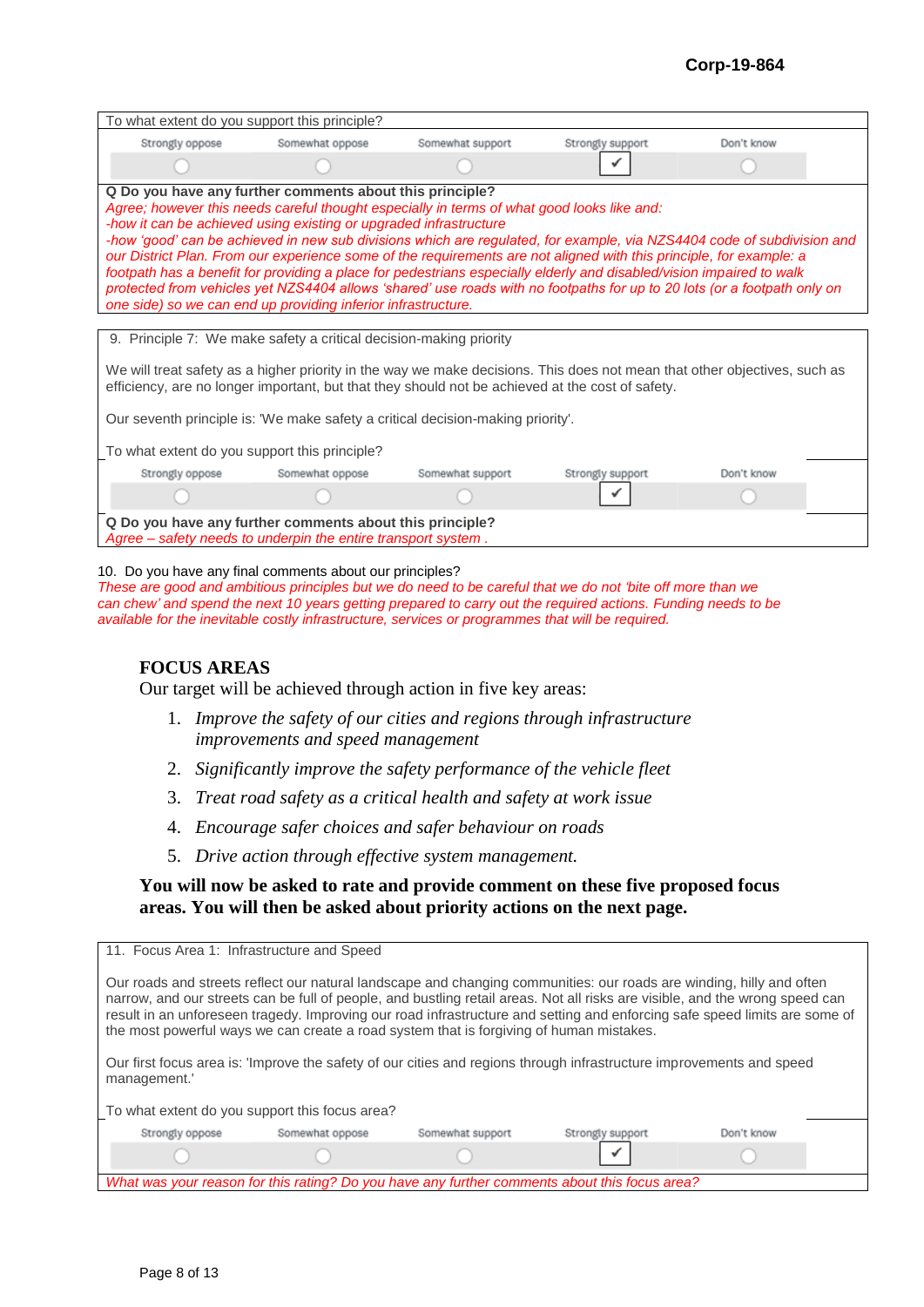To what extent do you support this principle?

| Strongly oppose | Somewhat oppose | Somewhat support | Strongly support | Don't know |
|---|---|---|---|---|
| ◯ | ◯ | ◯ | ✔ | ◯ |

**Q Do you have any further comments about this principle?**

*Agree; however this needs careful thought especially in terms of what good looks like and:*
*-how it can be achieved using existing or upgraded infrastructure*
*-how 'good' can be achieved in new sub divisions which are regulated, for example, via NZS4404 code of subdivision and our District Plan. From our experience some of the requirements are not aligned with this principle, for example: a footpath has a benefit for providing a place for pedestrians especially elderly and disabled/vision impaired to walk protected from vehicles yet NZS4404 allows 'shared' use roads with no footpaths for up to 20 lots (or a footpath only on one side) so we can end up providing inferior infrastructure.*

9. Principle 7: We make safety a critical decision-making priority

We will treat safety as a higher priority in the way we make decisions. This does not mean that other objectives, such as efficiency, are no longer important, but that they should not be achieved at the cost of safety.

Our seventh principle is: 'We make safety a critical decision-making priority'.

To what extent do you support this principle?

| Strongly oppose | Somewhat oppose | Somewhat support | Strongly support | Don't know |
|---|---|---|---|---|
| ◯ | ◯ | ◯ | ✔ | ◯ |

**Q Do you have any further comments about this principle?**

*Agree – safety needs to underpin the entire transport system .*

10. Do you have any final comments about our principles?

*These are good and ambitious principles but we do need to be careful that we do not 'bite off more than we can chew' and spend the next 10 years getting prepared to carry out the required actions. Funding needs to be available for the inevitable costly infrastructure, services or programmes that will be required.*

## FOCUS AREAS

Our target will be achieved through action in five key areas:

1. *Improve the safety of our cities and regions through infrastructure improvements and speed management*
2. *Significantly improve the safety performance of the vehicle fleet*
3. *Treat road safety as a critical health and safety at work issue*
4. *Encourage safer choices and safer behaviour on roads*
5. *Drive action through effective system management.*

**You will now be asked to rate and provide comment on these five proposed focus areas. You will then be asked about priority actions on the next page.**

11. Focus Area 1: Infrastructure and Speed

Our roads and streets reflect our natural landscape and changing communities: our roads are winding, hilly and often narrow, and our streets can be full of people, and bustling retail areas. Not all risks are visible, and the wrong speed can result in an unforeseen tragedy. Improving our road infrastructure and setting and enforcing safe speed limits are some of the most powerful ways we can create a road system that is forgiving of human mistakes.

Our first focus area is: 'Improve the safety of our cities and regions through infrastructure improvements and speed management.'

To what extent do you support this focus area?

| Strongly oppose | Somewhat oppose | Somewhat support | Strongly support | Don't know |
|---|---|---|---|---|
| ◯ | ◯ | ◯ | ✔ | ◯ |

*What was your reason for this rating? Do you have any further comments about this focus area?*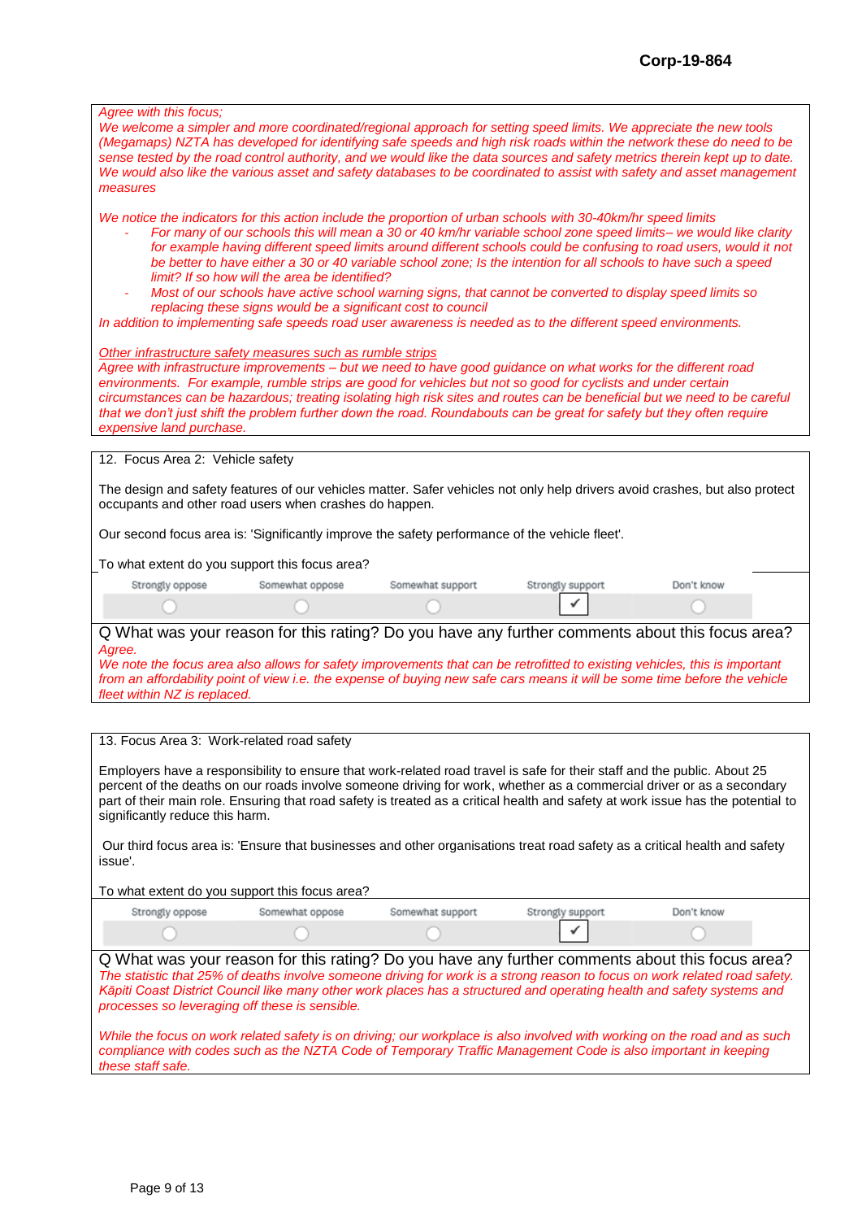*Agree with this focus;*
*We welcome a simpler and more coordinated/regional approach for setting speed limits. We appreciate the new tools (Megamaps) NZTA has developed for identifying safe speeds and high risk roads within the network these do need to be sense tested by the road control authority, and we would like the data sources and safety metrics therein kept up to date. We would also like the various asset and safety databases to be coordinated to assist with safety and asset management measures*

*We notice the indicators for this action include the proportion of urban schools with 30-40km/hr speed limits*

- *For many of our schools this will mean a 30 or 40 km/hr variable school zone speed limits– we would like clarity for example having different speed limits around different schools could be confusing to road users, would it not be better to have either a 30 or 40 variable school zone; Is the intention for all schools to have such a speed limit? If so how will the area be identified?*
- *Most of our schools have active school warning signs, that cannot be converted to display speed limits so replacing these signs would be a significant cost to council*

*In addition to implementing safe speeds road user awareness is needed as to the different speed environments.*

*<u>Other infrastructure safety measures such as rumble strips</u>*
*Agree with infrastructure improvements – but we need to have good guidance on what works for the different road environments. For example, rumble strips are good for vehicles but not so good for cyclists and under certain circumstances can be hazardous; treating isolating high risk sites and routes can be beneficial but we need to be careful that we don't just shift the problem further down the road. Roundabouts can be great for safety but they often require expensive land purchase.*

12. Focus Area 2: Vehicle safety

The design and safety features of our vehicles matter. Safer vehicles not only help drivers avoid crashes, but also protect occupants and other road users when crashes do happen.

Our second focus area is: 'Significantly improve the safety performance of the vehicle fleet'.

To what extent do you support this focus area?

| Strongly oppose | Somewhat oppose | Somewhat support | Strongly support | Don't know |
|---|---|---|---|---|
| ○ | ○ | ○ | ✔ | ○ |

Q What was your reason for this rating? Do you have any further comments about this focus area?

*Agree.*
*We note the focus area also allows for safety improvements that can be retrofitted to existing vehicles, this is important from an affordability point of view i.e. the expense of buying new safe cars means it will be some time before the vehicle fleet within NZ is replaced.*

13. Focus Area 3: Work-related road safety

Employers have a responsibility to ensure that work-related road travel is safe for their staff and the public. About 25 percent of the deaths on our roads involve someone driving for work, whether as a commercial driver or as a secondary part of their main role. Ensuring that road safety is treated as a critical health and safety at work issue has the potential to significantly reduce this harm.

Our third focus area is: 'Ensure that businesses and other organisations treat road safety as a critical health and safety issue'.

To what extent do you support this focus area?

| Strongly oppose | Somewhat oppose | Somewhat support | Strongly support | Don't know |
|---|---|---|---|---|
| ○ | ○ | ○ | ✔ | ○ |

Q What was your reason for this rating? Do you have any further comments about this focus area?

*The statistic that 25% of deaths involve someone driving for work is a strong reason to focus on work related road safety. Kāpiti Coast District Council like many other work places has a structured and operating health and safety systems and processes so leveraging off these is sensible.*

*While the focus on work related safety is on driving; our workplace is also involved with working on the road and as such compliance with codes such as the NZTA Code of Temporary Traffic Management Code is also important in keeping these staff safe.*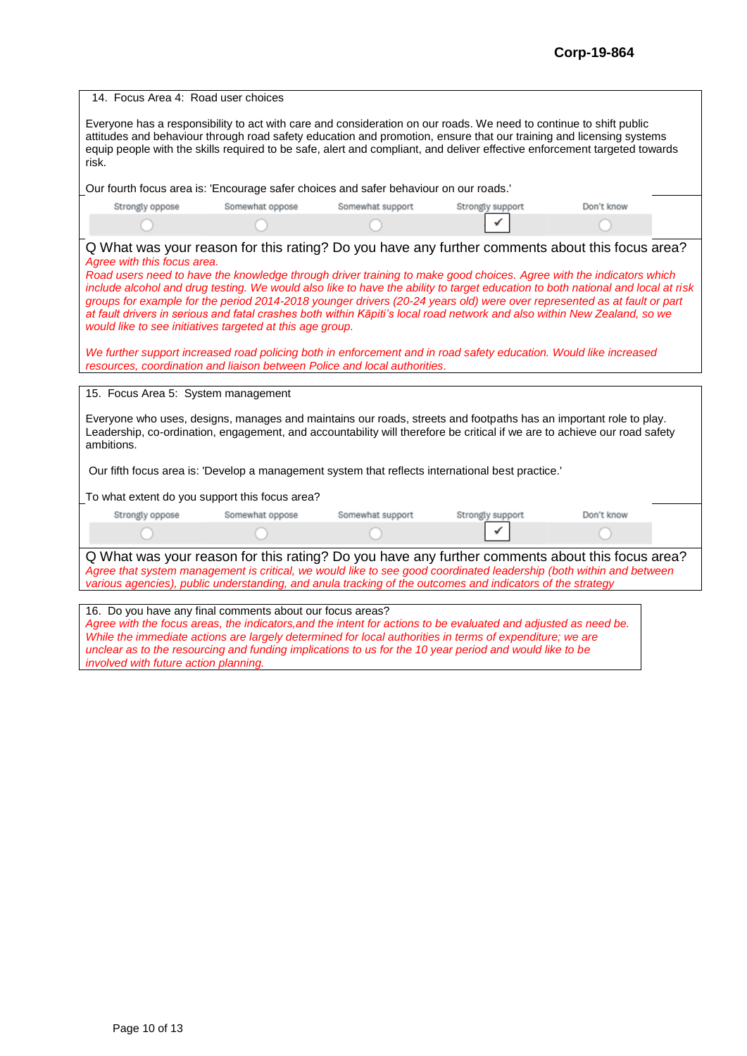**Corp-19-864**

14. Focus Area 4: Road user choices

Everyone has a responsibility to act with care and consideration on our roads. We need to continue to shift public attitudes and behaviour through road safety education and promotion, ensure that our training and licensing systems equip people with the skills required to be safe, alert and compliant, and deliver effective enforcement targeted towards risk.

Our fourth focus area is: 'Encourage safer choices and safer behaviour on our roads.'

| Strongly oppose | Somewhat oppose | Somewhat support | Strongly support | Don't know |
|---|---|---|---|---|
| ○ | ○ | ○ | ✓ | ○ |

Q What was your reason for this rating? Do you have any further comments about this focus area?

*Agree with this focus area.*

*Road users need to have the knowledge through driver training to make good choices. Agree with the indicators which include alcohol and drug testing. We would also like to have the ability to target education to both national and local at risk groups for example for the period 2014-2018 younger drivers (20-24 years old) were over represented as at fault or part at fault drivers in serious and fatal crashes both within Kāpiti's local road network and also within New Zealand, so we would like to see initiatives targeted at this age group.*

*We further support increased road policing both in enforcement and in road safety education. Would like increased resources, coordination and liaison between Police and local authorities.*

15. Focus Area 5: System management

Everyone who uses, designs, manages and maintains our roads, streets and footpaths has an important role to play. Leadership, co-ordination, engagement, and accountability will therefore be critical if we are to achieve our road safety ambitions.

Our fifth focus area is: 'Develop a management system that reflects international best practice.'

To what extent do you support this focus area?

| Strongly oppose | Somewhat oppose | Somewhat support | Strongly support | Don't know |
|---|---|---|---|---|
| ○ | ○ | ○ | ✓ | ○ |

Q What was your reason for this rating? Do you have any further comments about this focus area?

*Agree that system management is critical, we would like to see good coordinated leadership (both within and between various agencies), public understanding, and anula tracking of the outcomes and indicators of the strategy*

16. Do you have any final comments about our focus areas?

*Agree with the focus areas, the indicators,and the intent for actions to be evaluated and adjusted as need be. While the immediate actions are largely determined for local authorities in terms of expenditure; we are unclear as to the resourcing and funding implications to us for the 10 year period and would like to be involved with future action planning.*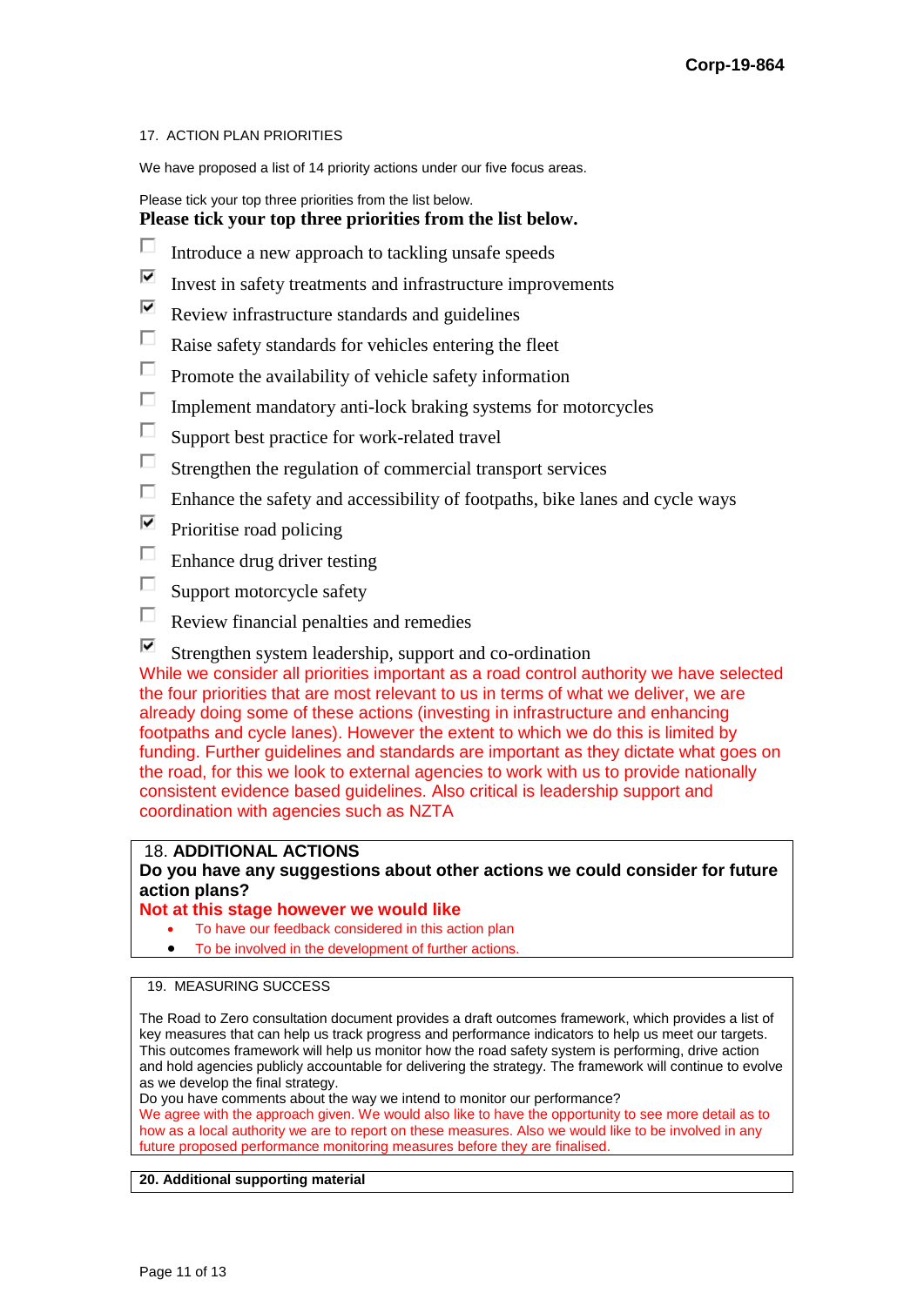17. ACTION PLAN PRIORITIES

We have proposed a list of 14 priority actions under our five focus areas.

Please tick your top three priorities from the list below.

**Please tick your top three priorities from the list below.**

- [ ] Introduce a new approach to tackling unsafe speeds
- [x] Invest in safety treatments and infrastructure improvements
- [x] Review infrastructure standards and guidelines
- [ ] Raise safety standards for vehicles entering the fleet
- [ ] Promote the availability of vehicle safety information
- [ ] Implement mandatory anti-lock braking systems for motorcycles
- [ ] Support best practice for work-related travel
- [ ] Strengthen the regulation of commercial transport services
- [ ] Enhance the safety and accessibility of footpaths, bike lanes and cycle ways
- [x] Prioritise road policing
- [ ] Enhance drug driver testing
- [ ] Support motorcycle safety
- [ ] Review financial penalties and remedies
- [x] Strengthen system leadership, support and co-ordination

While we consider all priorities important as a road control authority we have selected the four priorities that are most relevant to us in terms of what we deliver, we are already doing some of these actions (investing in infrastructure and enhancing footpaths and cycle lanes). However the extent to which we do this is limited by funding. Further guidelines and standards are important as they dictate what goes on the road, for this we look to external agencies to work with us to provide nationally consistent evidence based guidelines. Also critical is leadership support and coordination with agencies such as NZTA

18. **ADDITIONAL ACTIONS**

**Do you have any suggestions about other actions we could consider for future action plans?**

**Not at this stage however we would like**

- To have our feedback considered in this action plan
- To be involved in the development of further actions.

19. MEASURING SUCCESS

The Road to Zero consultation document provides a draft outcomes framework, which provides a list of key measures that can help us track progress and performance indicators to help us meet our targets. This outcomes framework will help us monitor how the road safety system is performing, drive action and hold agencies publicly accountable for delivering the strategy. The framework will continue to evolve as we develop the final strategy.

Do you have comments about the way we intend to monitor our performance?

We agree with the approach given. We would also like to have the opportunity to see more detail as to how as a local authority we are to report on these measures. Also we would like to be involved in any future proposed performance monitoring measures before they are finalised.

**20. Additional supporting material**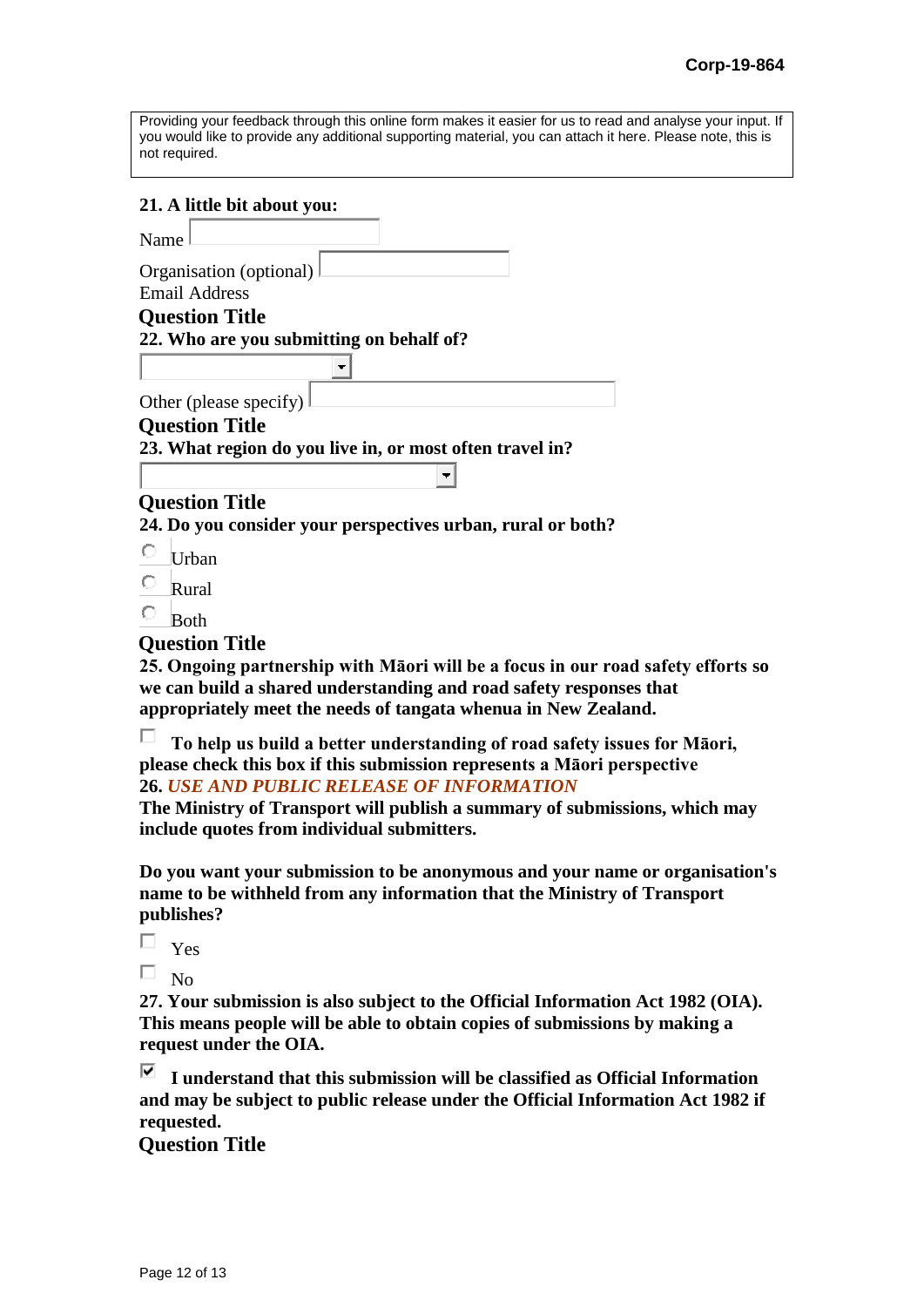Providing your feedback through this online form makes it easier for us to read and analyse your input. If you would like to provide any additional supporting material, you can attach it here. Please note, this is not required.

**21. A little bit about you:**

Name

Organisation (optional)

Email Address

### Question Title

**22. Who are you submitting on behalf of?**

Other (please specify)

### Question Title

**23. What region do you live in, or most often travel in?**

### Question Title

**24. Do you consider your perspectives urban, rural or both?**

- ☐ Urban
- ☐ Rural
- ☐ Both

### Question Title

**25. Ongoing partnership with Māori will be a focus in our road safety efforts so we can build a shared understanding and road safety responses that appropriately meet the needs of tangata whenua in New Zealand.**

☐ **To help us build a better understanding of road safety issues for Māori, please check this box if this submission represents a Māori perspective**

**26.** ***USE AND PUBLIC RELEASE OF INFORMATION***

**The Ministry of Transport will publish a summary of submissions, which may include quotes from individual submitters.**

**Do you want your submission to be anonymous and your name or organisation's name to be withheld from any information that the Ministry of Transport publishes?**

- ☐ Yes
- ☐ No

**27. Your submission is also subject to the Official Information Act 1982 (OIA). This means people will be able to obtain copies of submissions by making a request under the OIA.**

☑ **I understand that this submission will be classified as Official Information and may be subject to public release under the Official Information Act 1982 if requested.**

### Question Title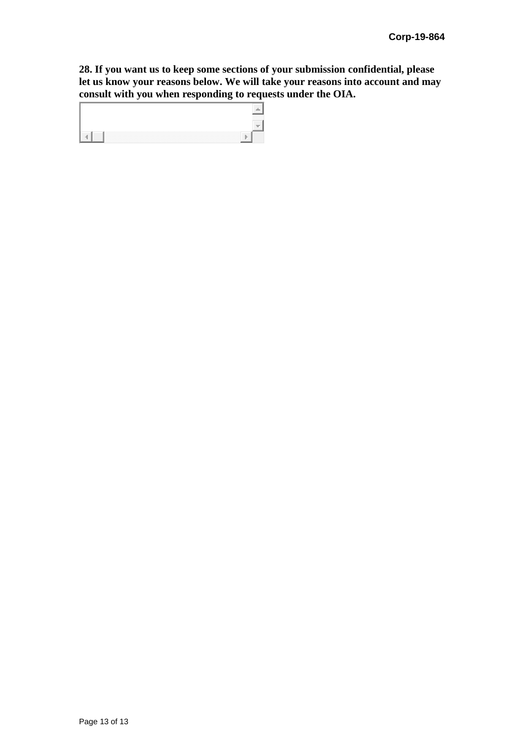**28. If you want us to keep some sections of your submission confidential, please let us know your reasons below. We will take your reasons into account and may consult with you when responding to requests under the OIA.**